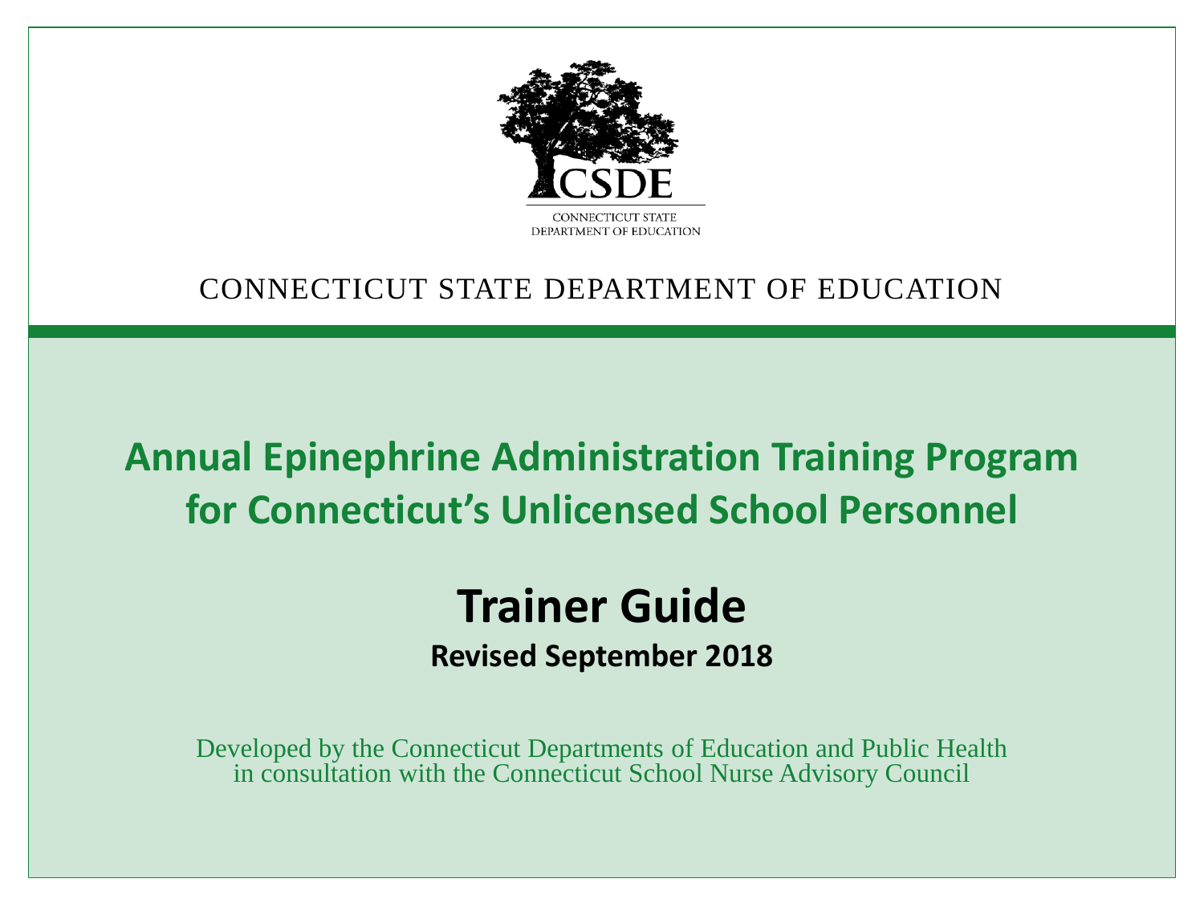CSDE

CONNECTICUT STATE DEPARTMENT OF EDUCATION

CONNECTICUT STATE DEPARTMENT OF EDUCATION

# Annual Epinephrine Administration Training Program for Connecticut's Unlicensed School Personnel

## Trainer Guide

**Revised September 2018**

Developed by the Connecticut Departments of Education and Public Health in consultation with the Connecticut School Nurse Advisory Council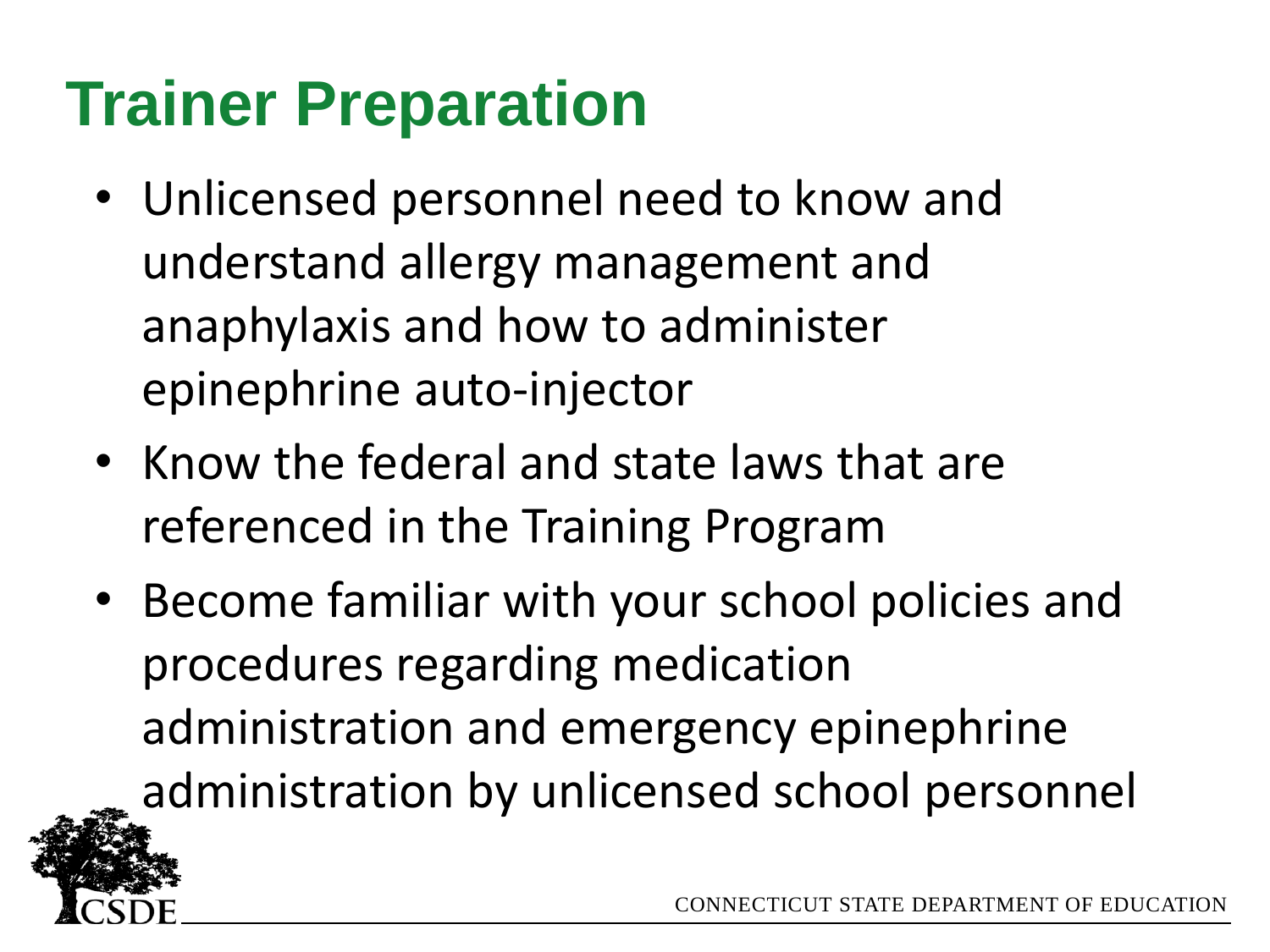# Trainer Preparation

- Unlicensed personnel need to know and understand allergy management and anaphylaxis and how to administer epinephrine auto-injector
- Know the federal and state laws that are referenced in the Training Program
- Become familiar with your school policies and procedures regarding medication administration and emergency epinephrine administration by unlicensed school personnel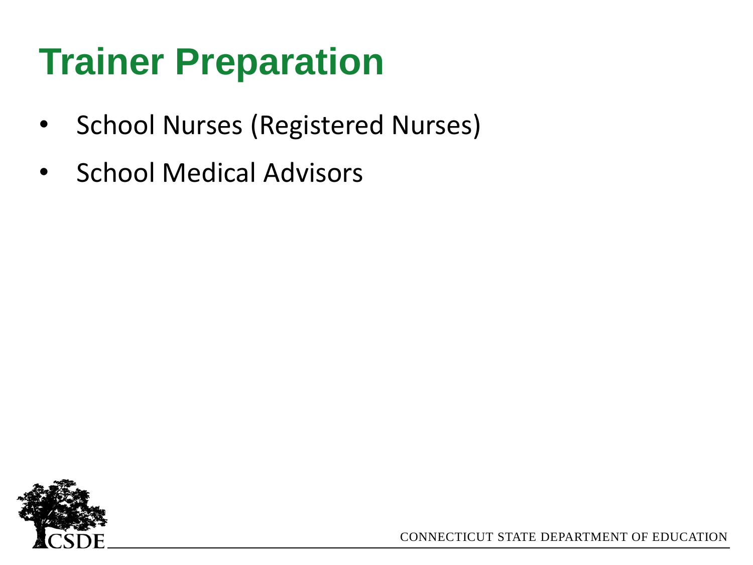# Trainer Preparation

- School Nurses (Registered Nurses)
- School Medical Advisors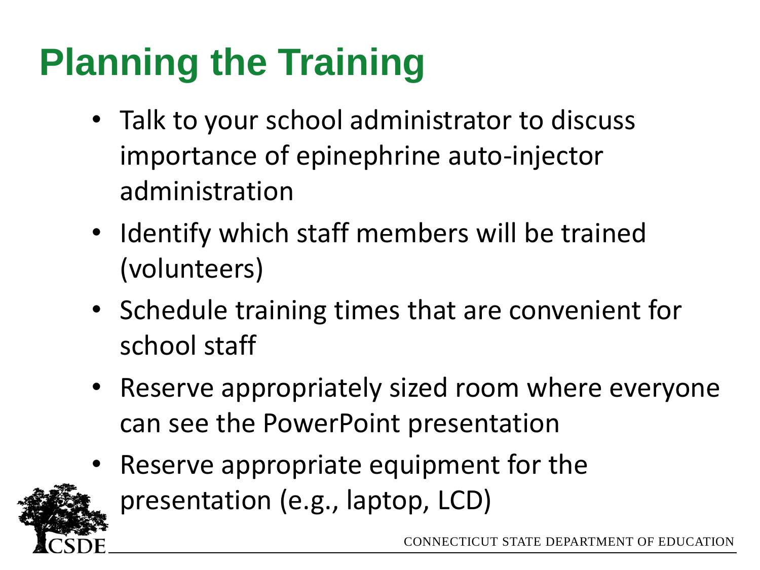# Planning the Training

- Talk to your school administrator to discuss importance of epinephrine auto-injector administration
- Identify which staff members will be trained (volunteers)
- Schedule training times that are convenient for school staff
- Reserve appropriately sized room where everyone can see the PowerPoint presentation
- Reserve appropriate equipment for the presentation (e.g., laptop, LCD)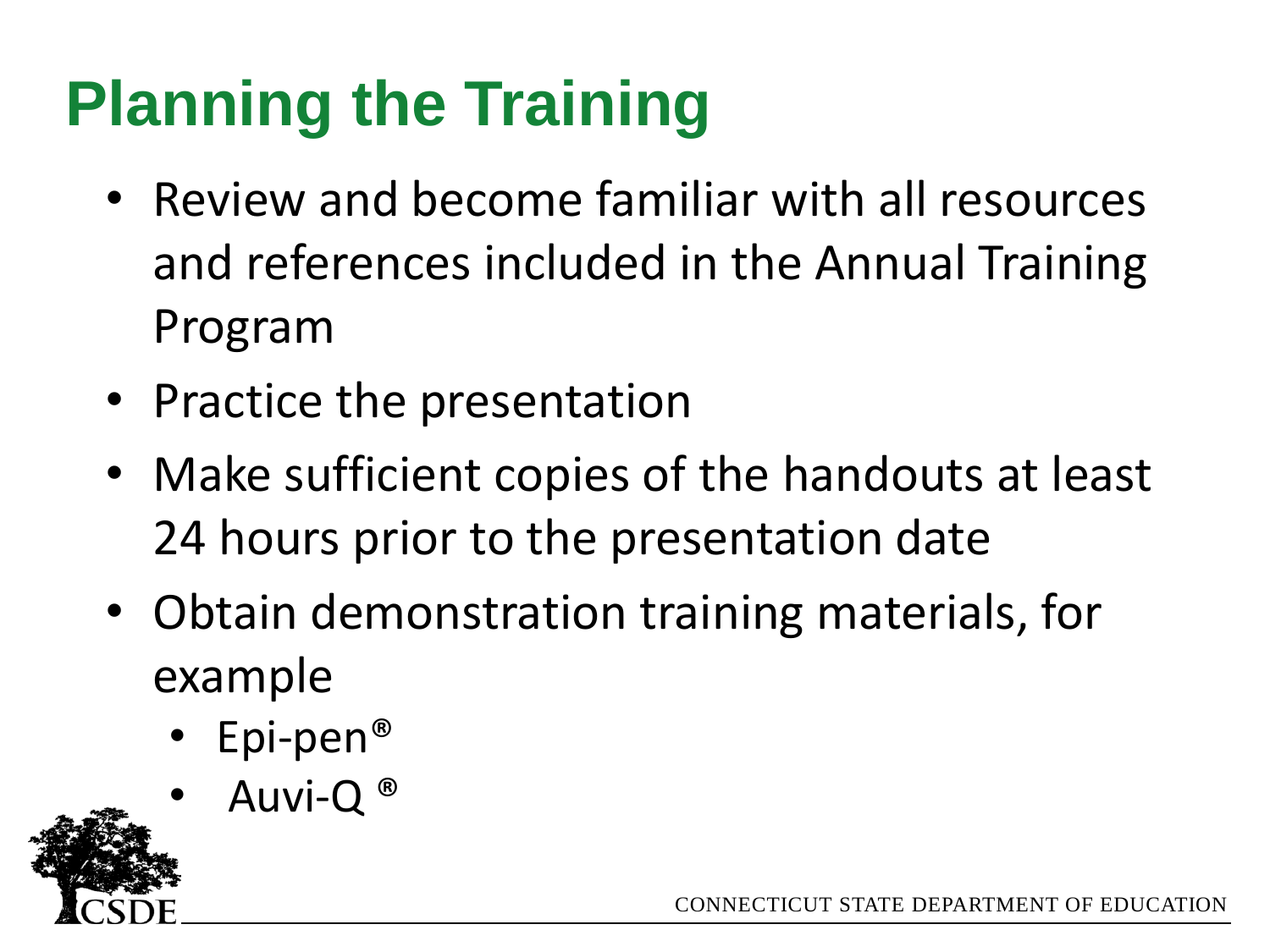# Planning the Training

- Review and become familiar with all resources and references included in the Annual Training Program
- Practice the presentation
- Make sufficient copies of the handouts at least 24 hours prior to the presentation date
- Obtain demonstration training materials, for example
  - Epi-pen®
  - Auvi-Q ®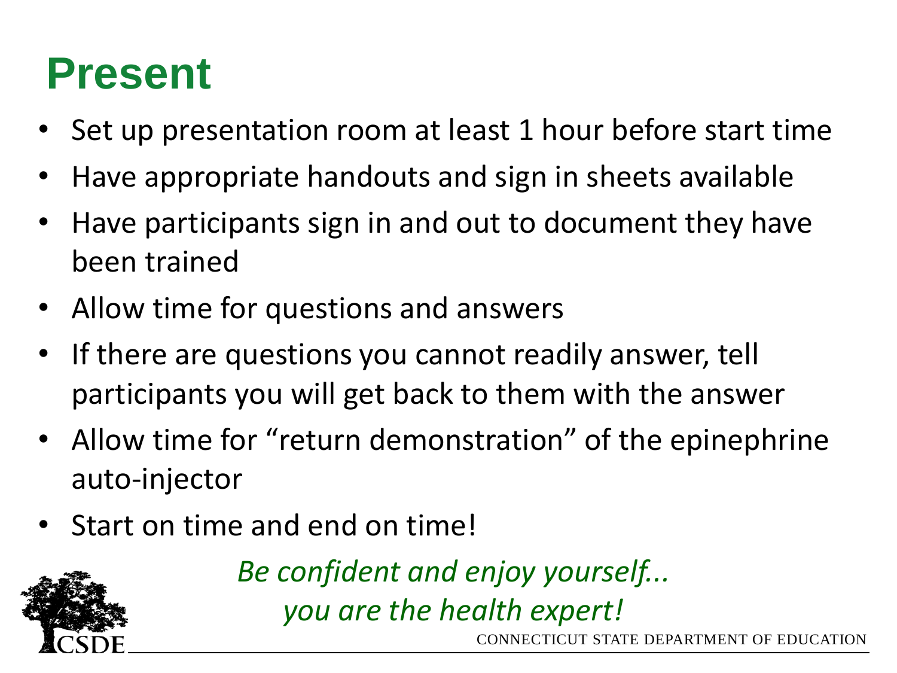# Present

- Set up presentation room at least 1 hour before start time
- Have appropriate handouts and sign in sheets available
- Have participants sign in and out to document they have been trained
- Allow time for questions and answers
- If there are questions you cannot readily answer, tell participants you will get back to them with the answer
- Allow time for "return demonstration" of the epinephrine auto-injector
- Start on time and end on time!

*Be confident and enjoy yourself...*
*you are the health expert!*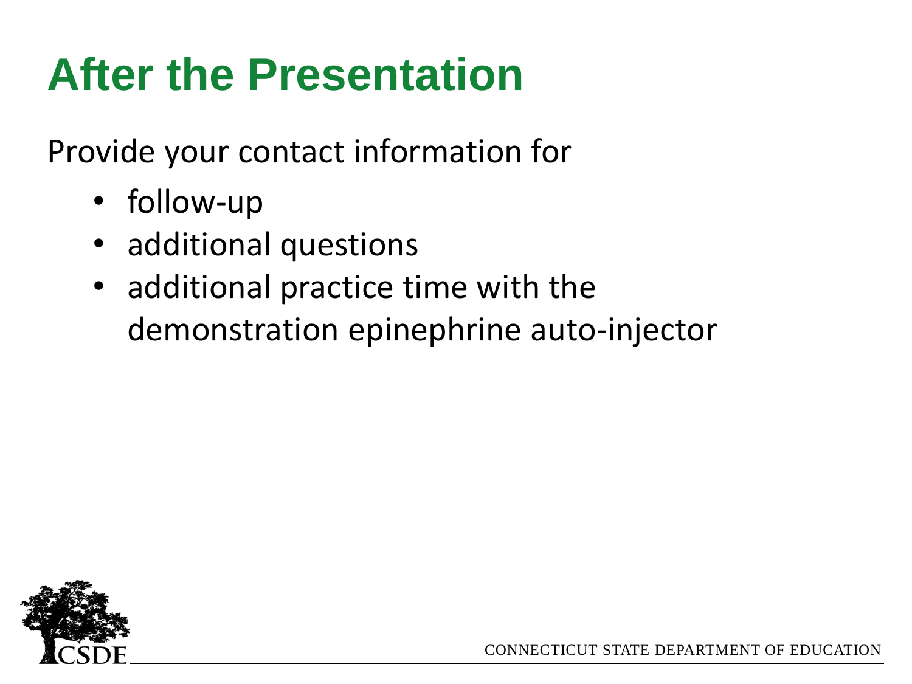# After the Presentation

Provide your contact information for

- follow-up
- additional questions
- additional practice time with the demonstration epinephrine auto-injector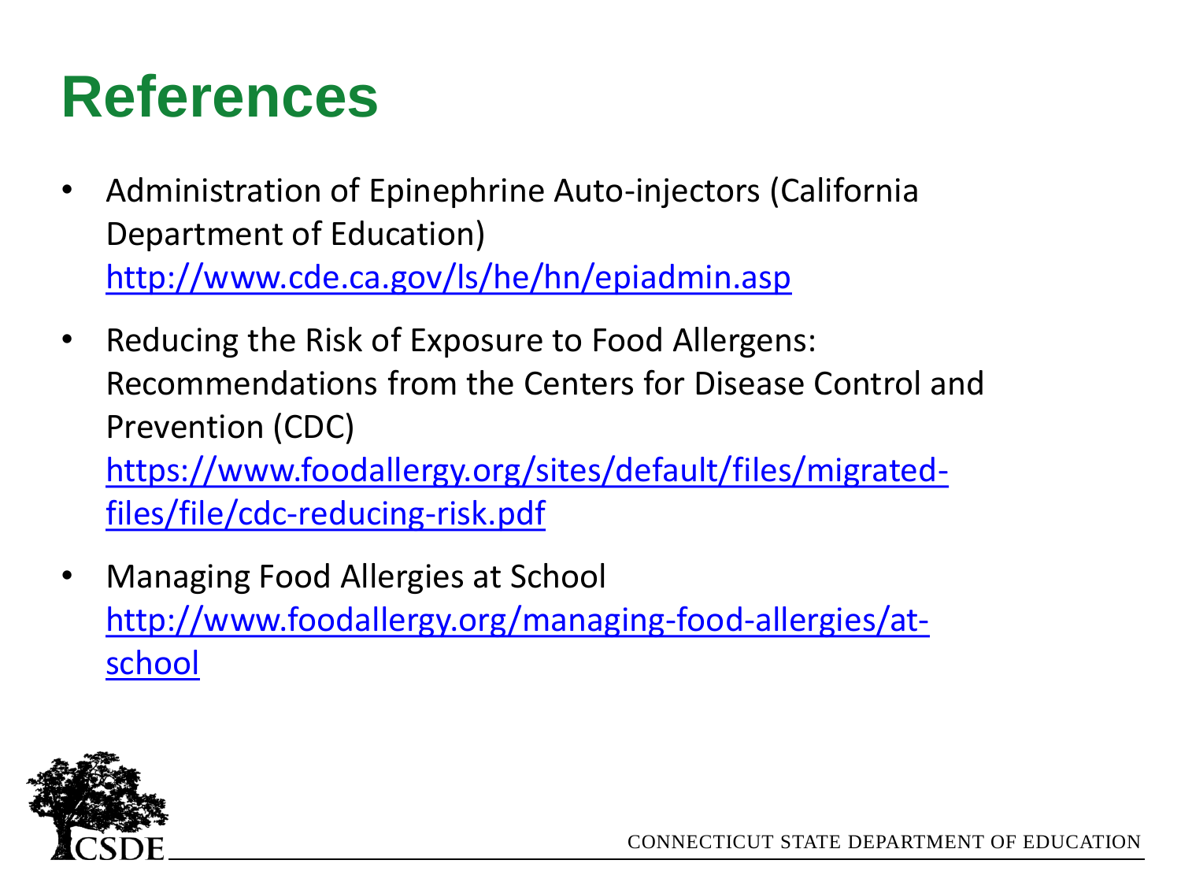# References

- Administration of Epinephrine Auto-injectors (California Department of Education) http://www.cde.ca.gov/ls/he/hn/epiadmin.asp
- Reducing the Risk of Exposure to Food Allergens: Recommendations from the Centers for Disease Control and Prevention (CDC) https://www.foodallergy.org/sites/default/files/migrated-files/file/cdc-reducing-risk.pdf
- Managing Food Allergies at School http://www.foodallergy.org/managing-food-allergies/at-school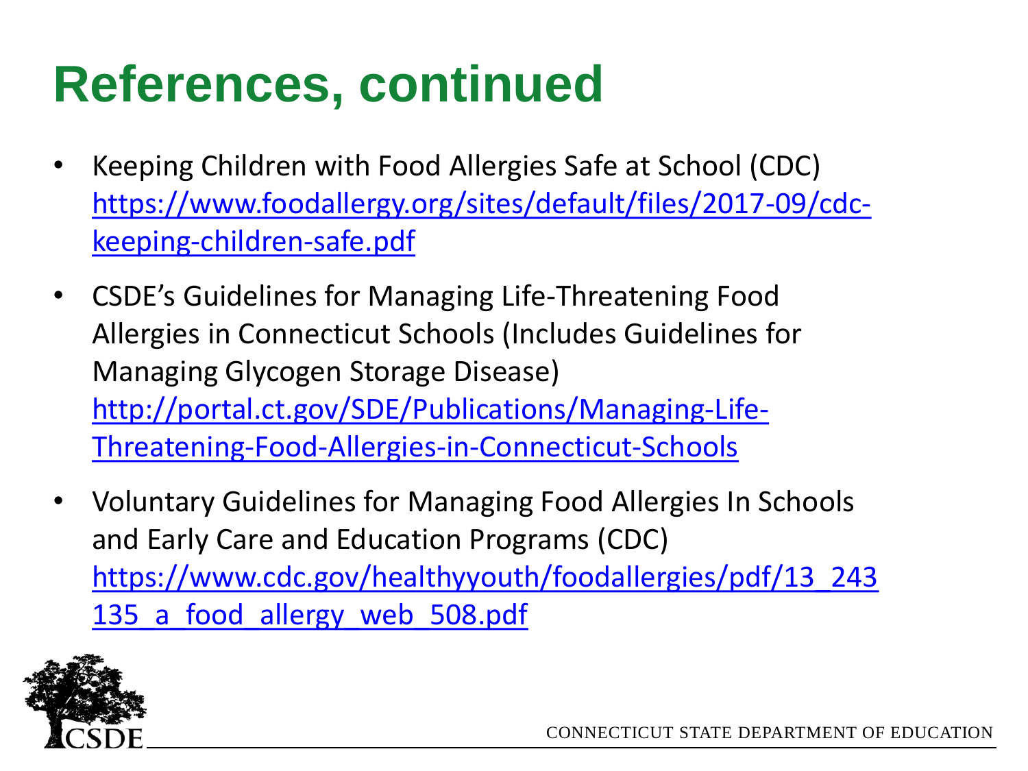# References, continued

- Keeping Children with Food Allergies Safe at School (CDC) https://www.foodallergy.org/sites/default/files/2017-09/cdc-keeping-children-safe.pdf
- CSDE's Guidelines for Managing Life-Threatening Food Allergies in Connecticut Schools (Includes Guidelines for Managing Glycogen Storage Disease) http://portal.ct.gov/SDE/Publications/Managing-Life-Threatening-Food-Allergies-in-Connecticut-Schools
- Voluntary Guidelines for Managing Food Allergies In Schools and Early Care and Education Programs (CDC) https://www.cdc.gov/healthyyouth/foodallergies/pdf/13_243135_a_food_allergy_web_508.pdf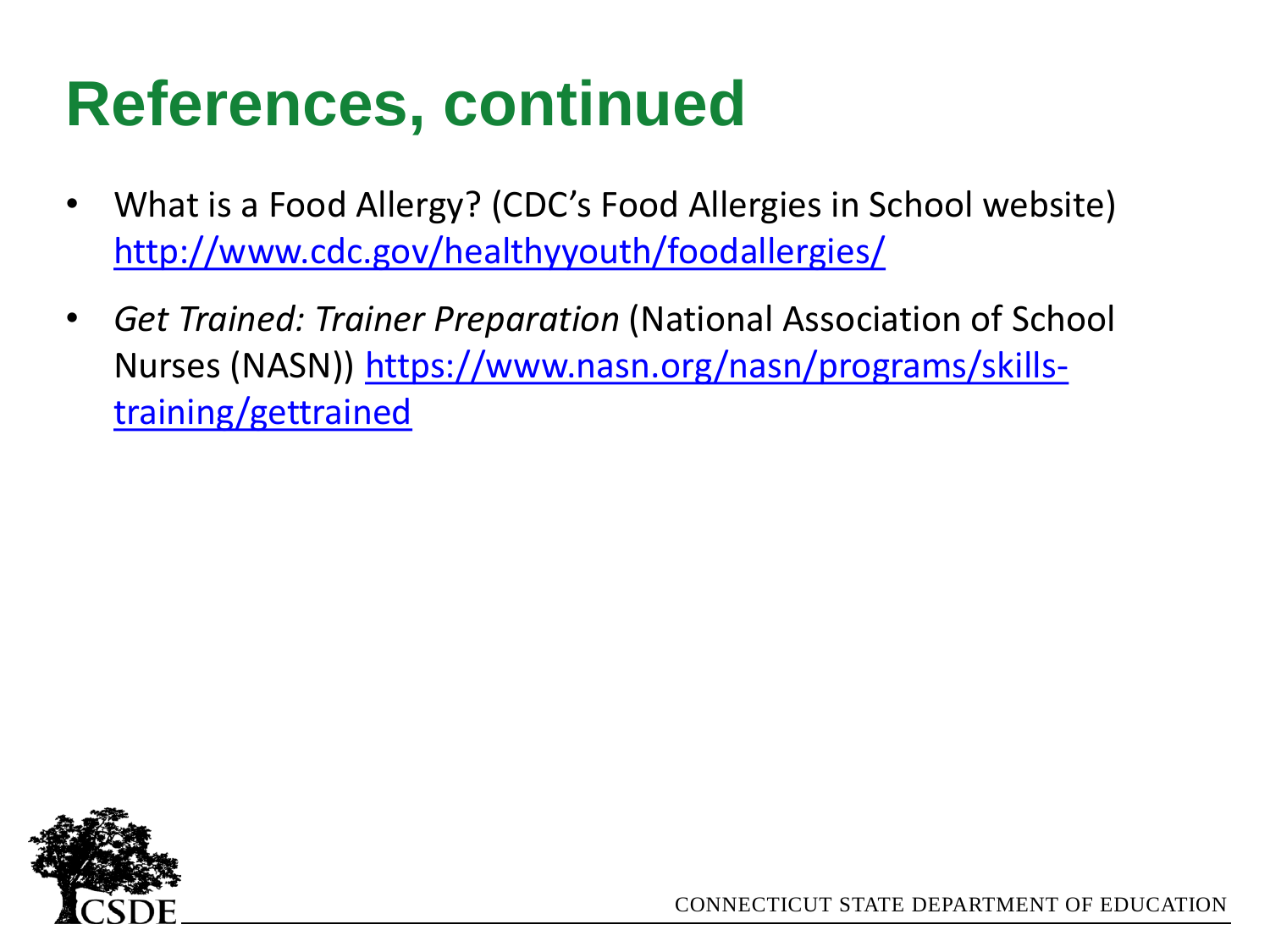# References, continued

- What is a Food Allergy? (CDC's Food Allergies in School website) [http://www.cdc.gov/healthyyouth/foodallergies/](http://www.cdc.gov/healthyyouth/foodallergies/)
- *Get Trained: Trainer Preparation* (National Association of School Nurses (NASN)) [https://www.nasn.org/nasn/programs/skills-training/gettrained](https://www.nasn.org/nasn/programs/skills-training/gettrained)